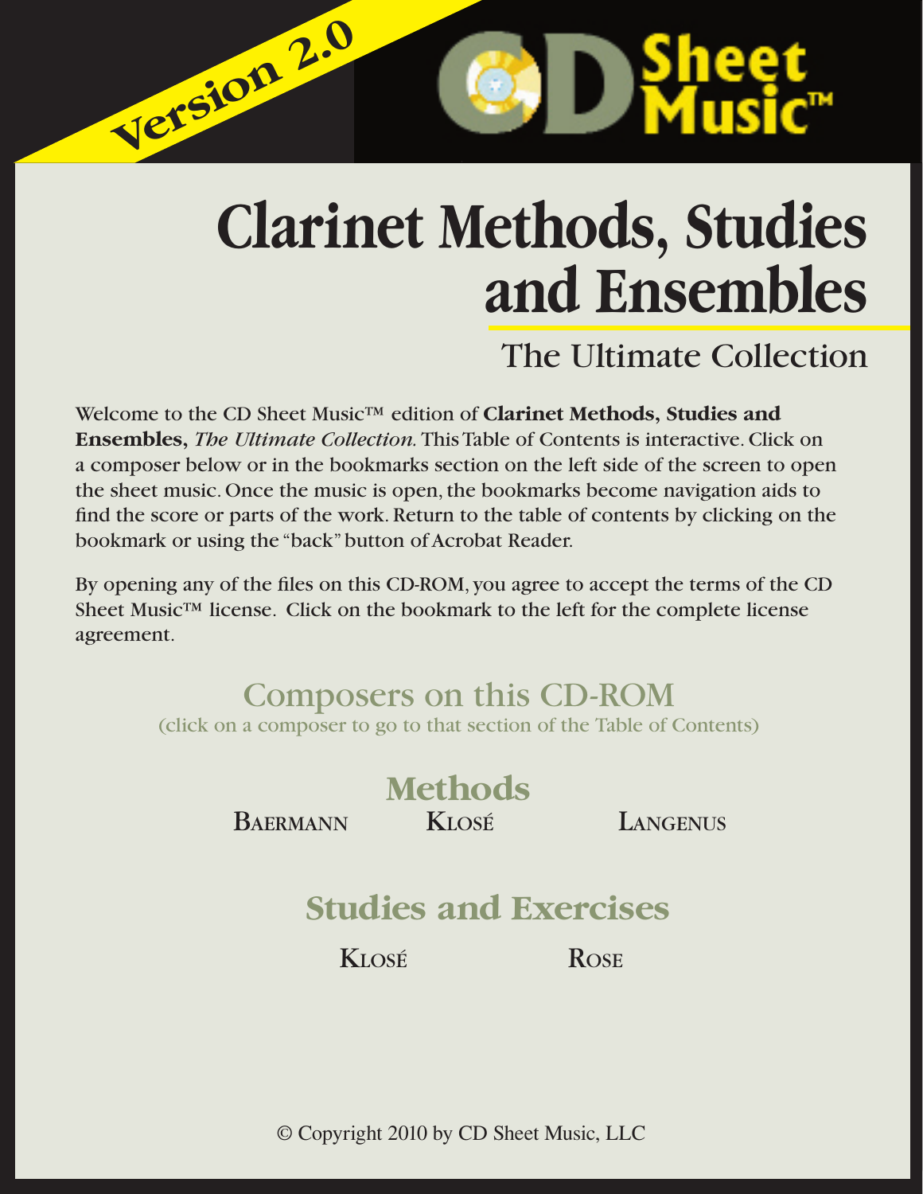Version 2.0

CD Sheet Music™

# Clarinet Methods, Studies and Ensembles

## The Ultimate Collection

Welcome to the CD Sheet Music™ edition of **Clarinet Methods, Studies and Ensembles,** *The Ultimate Collection.* This Table of Contents is interactive. Click on a composer below or in the bookmarks section on the left side of the screen to open the sheet music. Once the music is open, the bookmarks become navigation aids to find the score or parts of the work. Return to the table of contents by clicking on the bookmark or using the "back" button of Acrobat Reader.

By opening any of the files on this CD-ROM, you agree to accept the terms of the CD Sheet Music™ license. Click on the bookmark to the left for the complete license agreement.

## Composers on this CD-ROM

(click on a composer to go to that section of the Table of Contents)

### Methods

BAERMANN KLOSÉ LANGENUS

### Studies and Exercises

KLOSÉ ROSE

© Copyright 2010 by CD Sheet Music, LLC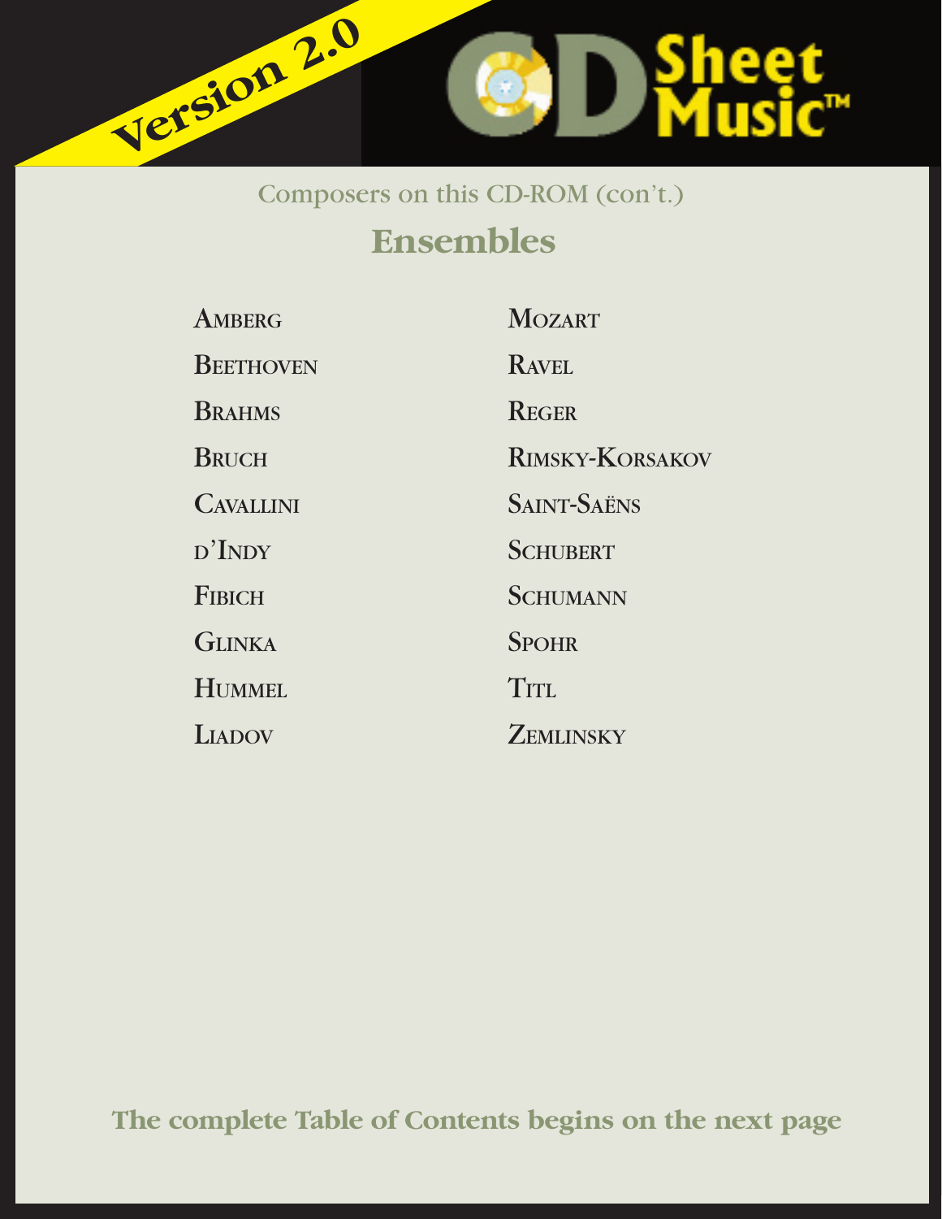Version 2.0

CD Sheet Music™

Composers on this CD-ROM (con't.)

## Ensembles

- Amberg
- Beethoven
- Brahms
- Bruch
- Cavallini
- d'Indy
- Fibich
- Glinka
- Hummel
- Liadov
- Mozart
- Ravel
- Reger
- Rimsky-Korsakov
- Saint-Saëns
- Schubert
- Schumann
- Spohr
- Titl
- Zemlinsky

**The complete Table of Contents begins on the next page**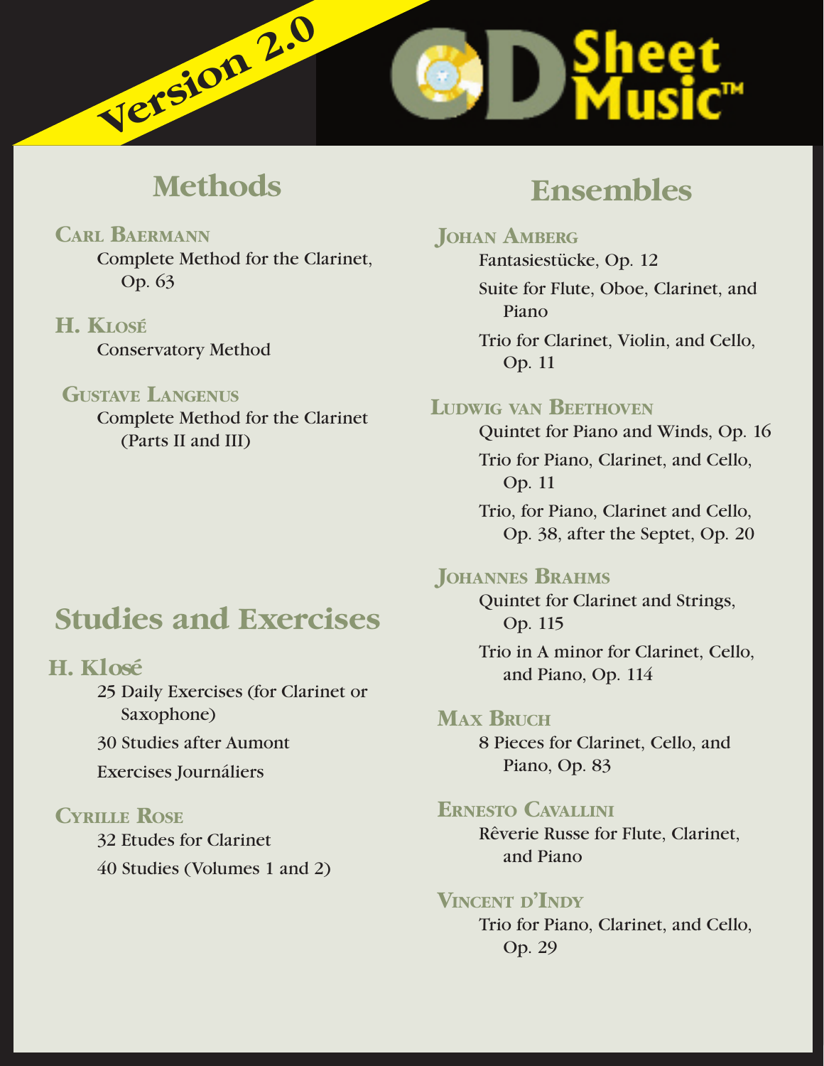Version 2.0

CD Sheet Music™

## Methods

### Carl Baermann

Complete Method for the Clarinet, Op. 63

### H. Klosé

Conservatory Method

### Gustave Langenus

Complete Method for the Clarinet (Parts II and III)

## Studies and Exercises

### H. Klosé

25 Daily Exercises (for Clarinet or Saxophone)

30 Studies after Aumont

Exercises Journáliers

### Cyrille Rose

32 Etudes for Clarinet

40 Studies (Volumes 1 and 2)

## Ensembles

### Johan Amberg

Fantasiestücke, Op. 12

Suite for Flute, Oboe, Clarinet, and Piano

Trio for Clarinet, Violin, and Cello, Op. 11

### Ludwig van Beethoven

Quintet for Piano and Winds, Op. 16

Trio for Piano, Clarinet, and Cello, Op. 11

Trio, for Piano, Clarinet and Cello, Op. 38, after the Septet, Op. 20

### Johannes Brahms

Quintet for Clarinet and Strings, Op. 115

Trio in A minor for Clarinet, Cello, and Piano, Op. 114

### Max Bruch

8 Pieces for Clarinet, Cello, and Piano, Op. 83

### Ernesto Cavallini

Rêverie Russe for Flute, Clarinet, and Piano

### Vincent d'Indy

Trio for Piano, Clarinet, and Cello, Op. 29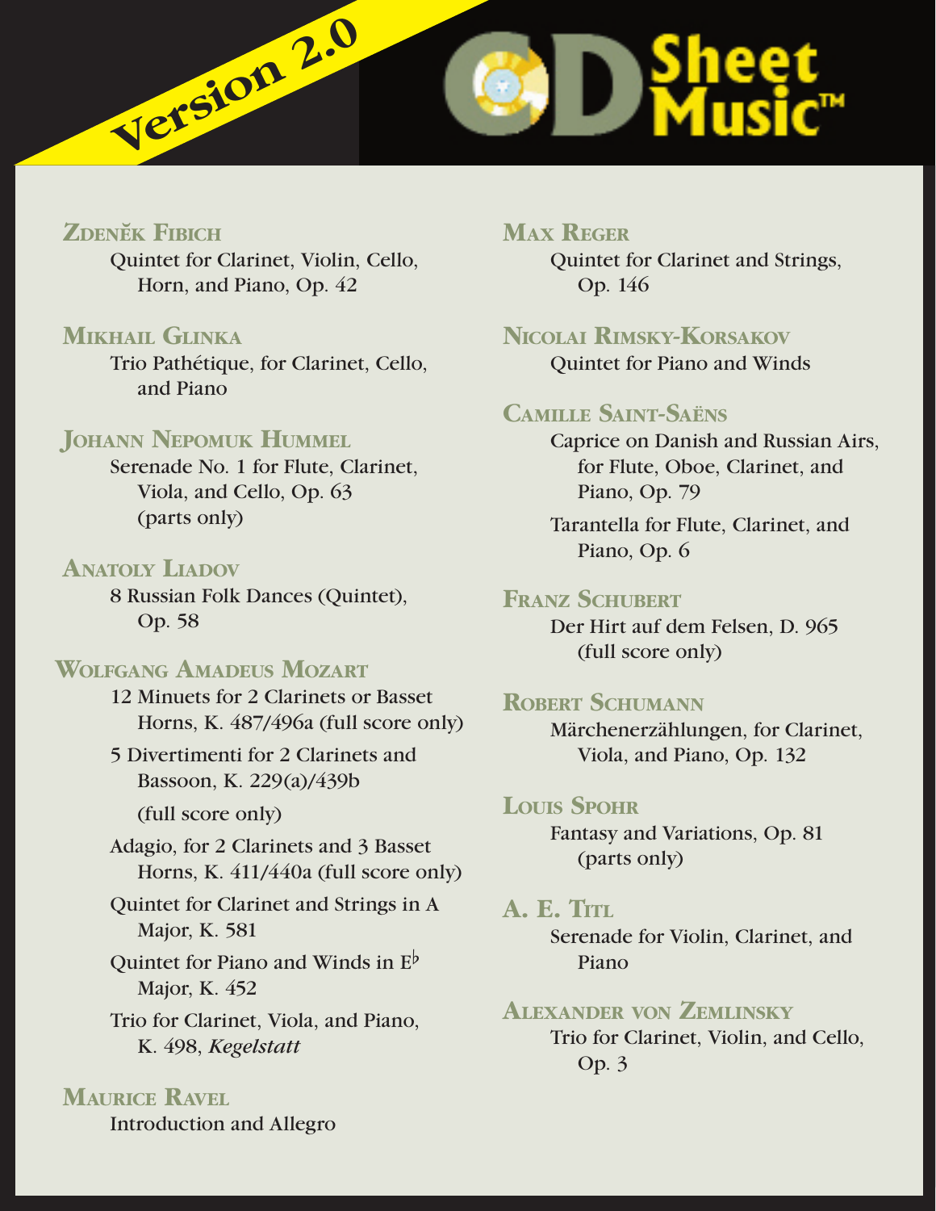Version 2.0

CD Sheet Music™

### Zdeněk Fibich

Quintet for Clarinet, Violin, Cello, Horn, and Piano, Op. 42

### Mikhail Glinka

Trio Pathétique, for Clarinet, Cello, and Piano

### Johann Nepomuk Hummel

Serenade No. 1 for Flute, Clarinet, Viola, and Cello, Op. 63 (parts only)

### Anatoly Liadov

8 Russian Folk Dances (Quintet), Op. 58

### Wolfgang Amadeus Mozart

12 Minuets for 2 Clarinets or Basset Horns, K. 487/496a (full score only)

5 Divertimenti for 2 Clarinets and Bassoon, K. 229(a)/439b

(full score only)

Adagio, for 2 Clarinets and 3 Basset Horns, K. 411/440a (full score only)

Quintet for Clarinet and Strings in A Major, K. 581

Quintet for Piano and Winds in E♭ Major, K. 452

Trio for Clarinet, Viola, and Piano, K. 498, *Kegelstatt*

### Maurice Ravel

Introduction and Allegro

### Max Reger

Quintet for Clarinet and Strings, Op. 146

### Nicolai Rimsky-Korsakov

Quintet for Piano and Winds

### Camille Saint-Saëns

Caprice on Danish and Russian Airs, for Flute, Oboe, Clarinet, and Piano, Op. 79

Tarantella for Flute, Clarinet, and Piano, Op. 6

### Franz Schubert

Der Hirt auf dem Felsen, D. 965 (full score only)

### Robert Schumann

Märchenerzählungen, for Clarinet, Viola, and Piano, Op. 132

### Louis Spohr

Fantasy and Variations, Op. 81 (parts only)

### A. E. Titl

Serenade for Violin, Clarinet, and Piano

### Alexander von Zemlinsky

Trio for Clarinet, Violin, and Cello, Op. 3